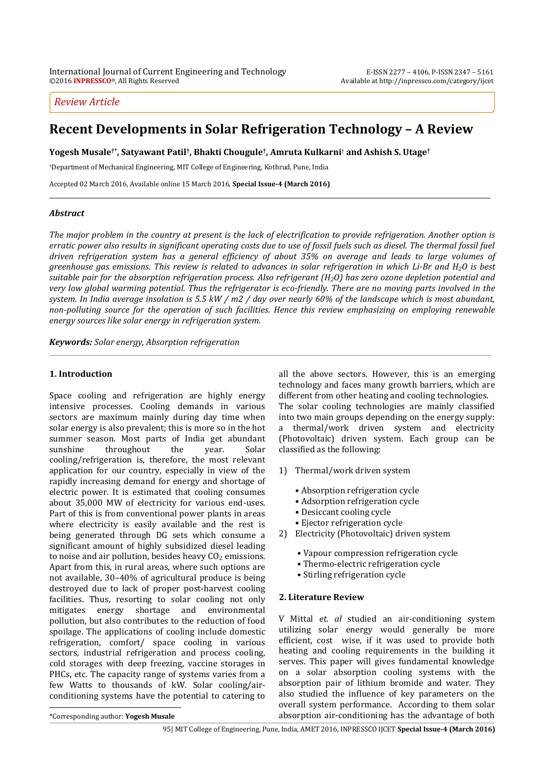*Review Article*

# Recent Developments in Solar Refrigeration Technology – A Review

**Yogesh Musale[†*], Satyawant Patil[†], Bhakti Chougule[†], Amruta Kulkarni[†] and Ashish S. Utage[†]**

[†]Department of Mechanical Engineering, MIT College of Engineering, Kothrud, Pune, India

Accepted 02 March 2016, Available online 15 March 2016, **Special Issue-4 (March 2016)**

### *Abstract*

*The major problem in the country at present is the lack of electrification to provide refrigeration. Another option is erratic power also results in significant operating costs due to use of fossil fuels such as diesel. The thermal fossil fuel driven refrigeration system has a general efficiency of about 35% on average and leads to large volumes of greenhouse gas emissions. This review is related to advances in solar refrigeration in which Li-Br and $H_2O$ is best suitable pair for the absorption refrigeration process. Also refrigerant ($H_2O$) has zero ozone depletion potential and very low global warming potential. Thus the refrigerator is eco-friendly. There are no moving parts involved in the system. In India average insolation is 5.5 kW / m2 / day over nearly 60% of the landscape which is most abundant, non-polluting source for the operation of such facilities. Hence this review emphasizing on employing renewable energy sources like solar energy in refrigeration system.*

***Keywords:*** *Solar energy, Absorption refrigeration*

## 1. Introduction

Space cooling and refrigeration are highly energy intensive processes. Cooling demands in various sectors are maximum mainly during day time when solar energy is also prevalent; this is more so in the hot summer season. Most parts of India get abundant sunshine throughout the year. Solar cooling/refrigeration is, therefore, the most relevant application for our country, especially in view of the rapidly increasing demand for energy and shortage of electric power. It is estimated that cooling consumes about 35,000 MW of electricity for various end-uses. Part of this is from conventional power plants in areas where electricity is easily available and the rest is being generated through DG sets which consume a significant amount of highly subsidized diesel leading to noise and air pollution, besides heavy $CO_2$ emissions. Apart from this, in rural areas, where such options are not available, 30–40% of agricultural produce is being destroyed due to lack of proper post-harvest cooling facilities. Thus, resorting to solar cooling not only mitigates energy shortage and environmental pollution, but also contributes to the reduction of food spoilage. The applications of cooling include domestic refrigeration, comfort/ space cooling in various sectors, industrial refrigeration and process cooling, cold storages with deep freezing, vaccine storages in PHCs, etc. The capacity range of systems varies from a few Watts to thousands of kW. Solar cooling/air-conditioning systems have the potential to catering to all the above sectors. However, this is an emerging technology and faces many growth barriers, which are different from other heating and cooling technologies. The solar cooling technologies are mainly classified into two main groups depending on the energy supply: a thermal/work driven system and electricity (Photovoltaic) driven system. Each group can be classified as the following:

1) Thermal/work driven system
   - Absorption refrigeration cycle
   - Adsorption refrigeration cycle
   - Desiccant cooling cycle
   - Ejector refrigeration cycle
2) Electricity (Photovoltaic) driven system
   - Vapour compression refrigeration cycle
   - Thermo-electric refrigeration cycle
   - Stirling refrigeration cycle

## 2. Literature Review

V Mittal *et. al* studied an air-conditioning system utilizing solar energy would generally be more efficient, cost wise, if it was used to provide both heating and cooling requirements in the building it serves. This paper will gives fundamental knowledge on a solar absorption cooling systems with the absorption pair of lithium bromide and water. They also studied the influence of key parameters on the overall system performance. According to them solar absorption air-conditioning has the advantage of both

*Corresponding author: **Yogesh Musale**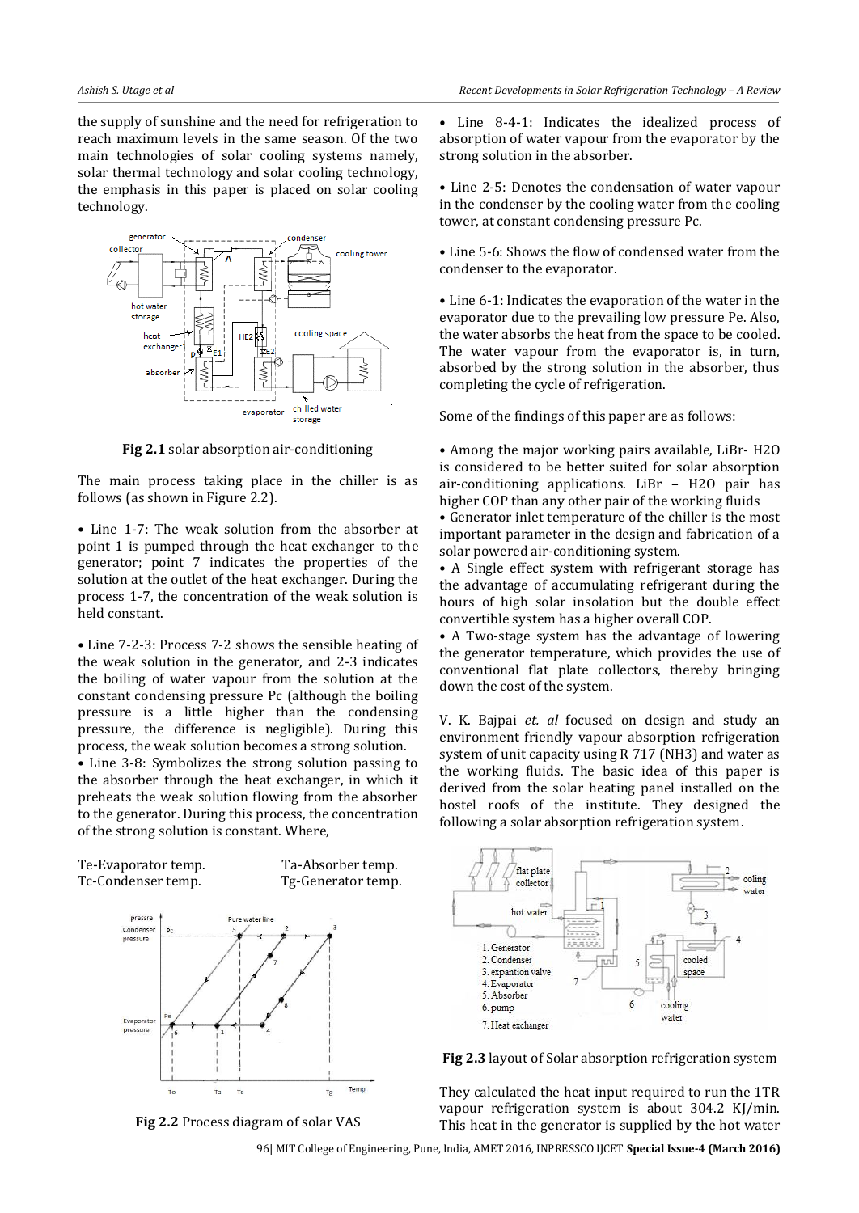the supply of sunshine and the need for refrigeration to reach maximum levels in the same season. Of the two main technologies of solar cooling systems namely, solar thermal technology and solar cooling technology, the emphasis in this paper is placed on solar cooling technology.

**Fig 2.1** solar absorption air-conditioning

The main process taking place in the chiller is as follows (as shown in Figure 2.2).

• Line 1-7: The weak solution from the absorber at point 1 is pumped through the heat exchanger to the generator; point 7 indicates the properties of the solution at the outlet of the heat exchanger. During the process 1-7, the concentration of the weak solution is held constant.

• Line 7-2-3: Process 7-2 shows the sensible heating of the weak solution in the generator, and 2-3 indicates the boiling of water vapour from the solution at the constant condensing pressure Pc (although the boiling pressure is a little higher than the condensing pressure, the difference is negligible). During this process, the weak solution becomes a strong solution.

• Line 3-8: Symbolizes the strong solution passing to the absorber through the heat exchanger, in which it preheats the weak solution flowing from the absorber to the generator. During this process, the concentration of the strong solution is constant. Where,

Te-Evaporator temp. Ta-Absorber temp.
Tc-Condenser temp. Tg-Generator temp.

**Fig 2.2** Process diagram of solar VAS

• Line 8-4-1: Indicates the idealized process of absorption of water vapour from the evaporator by the strong solution in the absorber.

• Line 2-5: Denotes the condensation of water vapour in the condenser by the cooling water from the cooling tower, at constant condensing pressure Pc.

• Line 5-6: Shows the flow of condensed water from the condenser to the evaporator.

• Line 6-1: Indicates the evaporation of the water in the evaporator due to the prevailing low pressure Pe. Also, the water absorbs the heat from the space to be cooled. The water vapour from the evaporator is, in turn, absorbed by the strong solution in the absorber, thus completing the cycle of refrigeration.

Some of the findings of this paper are as follows:

• Among the major working pairs available, LiBr- $H_2O$ is considered to be better suited for solar absorption air-conditioning applications. LiBr – $H_2O$ pair has higher COP than any other pair of the working fluids
• Generator inlet temperature of the chiller is the most important parameter in the design and fabrication of a solar powered air-conditioning system.
• A Single effect system with refrigerant storage has the advantage of accumulating refrigerant during the hours of high solar insolation but the double effect convertible system has a higher overall COP.
• A Two-stage system has the advantage of lowering the generator temperature, which provides the use of conventional flat plate collectors, thereby bringing down the cost of the system.

V. K. Bajpai *et. al* focused on design and study an environment friendly vapour absorption refrigeration system of unit capacity using R 717 ($NH_3$) and water as the working fluids. The basic idea of this paper is derived from the solar heating panel installed on the hostel roofs of the institute. They designed the following a solar absorption refrigeration system.

**Fig 2.3** layout of Solar absorption refrigeration system

They calculated the heat input required to run the 1TR vapour refrigeration system is about 304.2 KJ/min. This heat in the generator is supplied by the hot water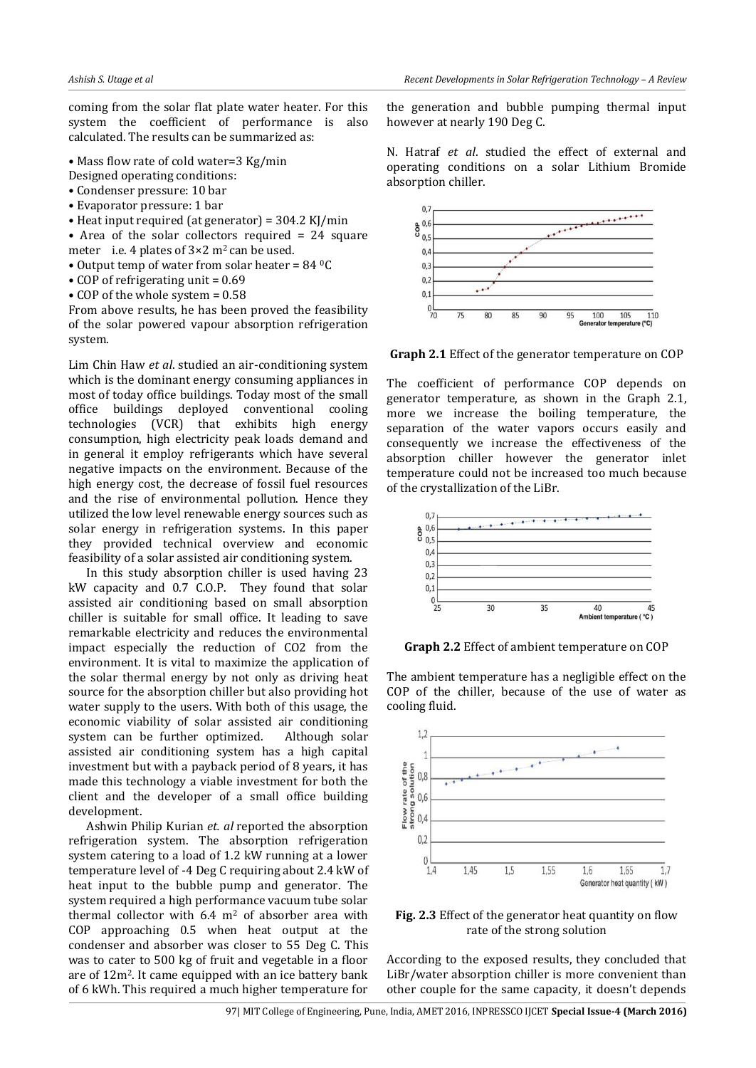coming from the solar flat plate water heater. For this system the coefficient of performance is also calculated. The results can be summarized as:

- Mass flow rate of cold water=3 Kg/min

Designed operating conditions:

- Condenser pressure: 10 bar
- Evaporator pressure: 1 bar
- Heat input required (at generator) = 304.2 KJ/min
- Area of the solar collectors required = 24 square meter i.e. 4 plates of $3\times2$ $m^2$ can be used.
- Output temp of water from solar heater = 84 $^0$C
- COP of refrigerating unit = 0.69
- COP of the whole system = 0.58

From above results, he has been proved the feasibility of the solar powered vapour absorption refrigeration system.

Lim Chin Haw *et al*. studied an air-conditioning system which is the dominant energy consuming appliances in most of today office buildings. Today most of the small office buildings deployed conventional cooling technologies (VCR) that exhibits high energy consumption, high electricity peak loads demand and in general it employ refrigerants which have several negative impacts on the environment. Because of the high energy cost, the decrease of fossil fuel resources and the rise of environmental pollution. Hence they utilized the low level renewable energy sources such as solar energy in refrigeration systems. In this paper they provided technical overview and economic feasibility of a solar assisted air conditioning system.

In this study absorption chiller is used having 23 kW capacity and 0.7 C.O.P. They found that solar assisted air conditioning based on small absorption chiller is suitable for small office. It leading to save remarkable electricity and reduces the environmental impact especially the reduction of CO2 from the environment. It is vital to maximize the application of the solar thermal energy by not only as driving heat source for the absorption chiller but also providing hot water supply to the users. With both of this usage, the economic viability of solar assisted air conditioning system can be further optimized. Although solar assisted air conditioning system has a high capital investment but with a payback period of 8 years, it has made this technology a viable investment for both the client and the developer of a small office building development.

Ashwin Philip Kurian *et. al* reported the absorption refrigeration system. The absorption refrigeration system catering to a load of 1.2 kW running at a lower temperature level of -4 Deg C requiring about 2.4 kW of heat input to the bubble pump and generator. The system required a high performance vacuum tube solar thermal collector with 6.4 $m^2$ of absorber area with COP approaching 0.5 when heat output at the condenser and absorber was closer to 55 Deg C. This was to cater to 500 kg of fruit and vegetable in a floor are of $12m^2$. It came equipped with an ice battery bank of 6 kWh. This required a much higher temperature for the generation and bubble pumping thermal input however at nearly 190 Deg C.

N. Hatraf *et al*. studied the effect of external and operating conditions on a solar Lithium Bromide absorption chiller.

**Graph 2.1** Effect of the generator temperature on COP

The coefficient of performance COP depends on generator temperature, as shown in the Graph 2.1, more we increase the boiling temperature, the separation of the water vapors occurs easily and consequently we increase the effectiveness of the absorption chiller however the generator inlet temperature could not be increased too much because of the crystallization of the LiBr.

**Graph 2.2** Effect of ambient temperature on COP

The ambient temperature has a negligible effect on the COP of the chiller, because of the use of water as cooling fluid.

**Fig. 2.3** Effect of the generator heat quantity on flow rate of the strong solution

According to the exposed results, they concluded that LiBr/water absorption chiller is more convenient than other couple for the same capacity, it doesn't depends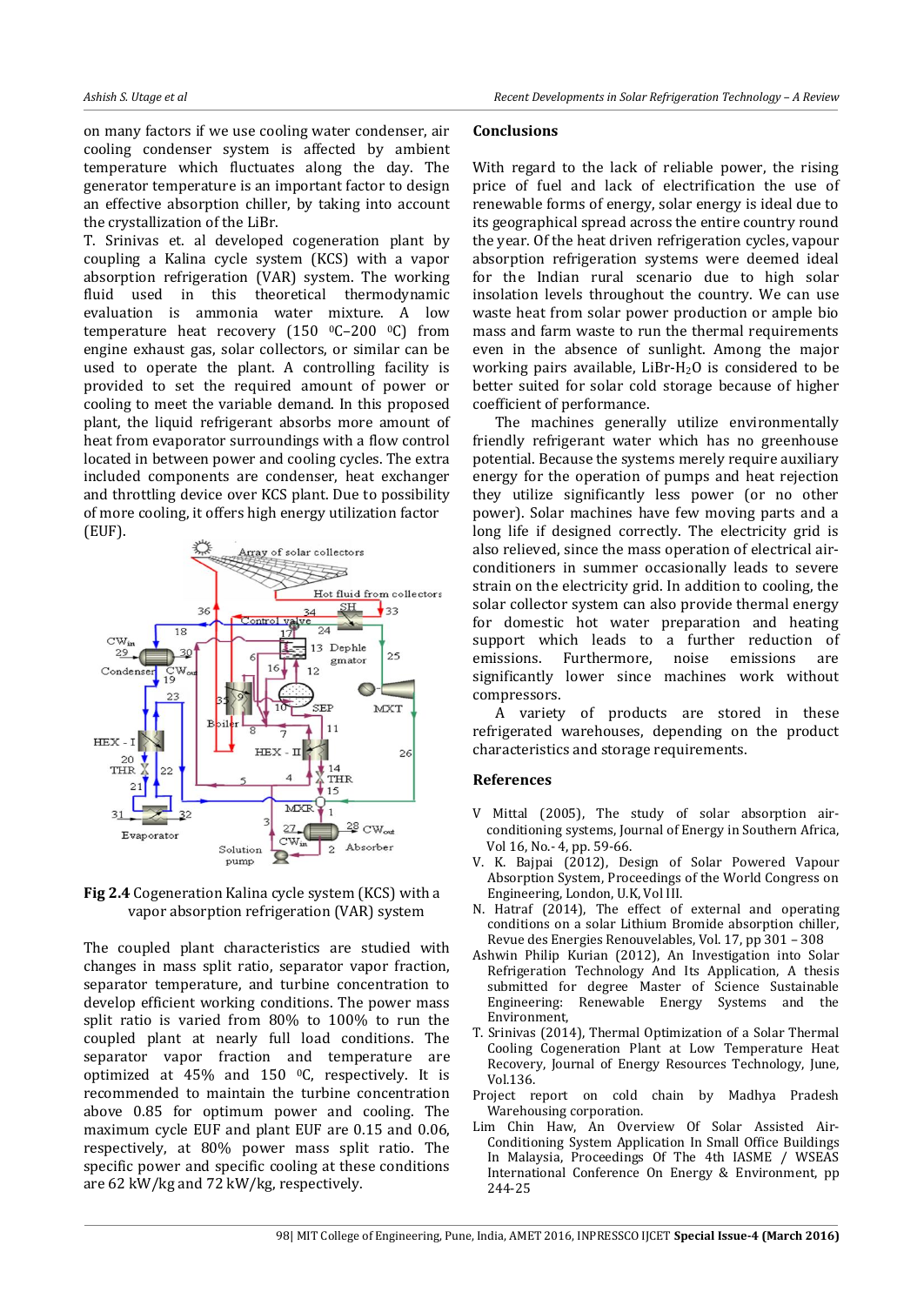on many factors if we use cooling water condenser, air cooling condenser system is affected by ambient temperature which fluctuates along the day. The generator temperature is an important factor to design an effective absorption chiller, by taking into account the crystallization of the LiBr.

T. Srinivas et. al developed cogeneration plant by coupling a Kalina cycle system (KCS) with a vapor absorption refrigeration (VAR) system. The working fluid used in this theoretical thermodynamic evaluation is ammonia water mixture. A low temperature heat recovery (150 $^0$C–200 $^0$C) from engine exhaust gas, solar collectors, or similar can be used to operate the plant. A controlling facility is provided to set the required amount of power or cooling to meet the variable demand. In this proposed plant, the liquid refrigerant absorbs more amount of heat from evaporator surroundings with a flow control located in between power and cooling cycles. The extra included components are condenser, heat exchanger and throttling device over KCS plant. Due to possibility of more cooling, it offers high energy utilization factor (EUF).

Array of solar collectors
Hot fluid from collectors
36 34 SH 33
Control valve
18 17 24
CW$_{in}$ 29 30 13 Dephlegmator
Condenser CW$_{out}$ 19 6 16 12 25
23 35 9 10 SEP MXT
Boiler 8 11
HEX - I 7 HEX - II 26
20 THR 22 14 THR 15
21 5 4
MXR 1
31 32 3 27 28 CW$_{out}$
Evaporator CW$_{in}$ 2 Absorber
Solution pump

**Fig 2.4** Cogeneration Kalina cycle system (KCS) with a vapor absorption refrigeration (VAR) system

The coupled plant characteristics are studied with changes in mass split ratio, separator vapor fraction, separator temperature, and turbine concentration to develop efficient working conditions. The power mass split ratio is varied from 80% to 100% to run the coupled plant at nearly full load conditions. The separator vapor fraction and temperature are optimized at 45% and 150 $^0$C, respectively. It is recommended to maintain the turbine concentration above 0.85 for optimum power and cooling. The maximum cycle EUF and plant EUF are 0.15 and 0.06, respectively, at 80% power mass split ratio. The specific power and specific cooling at these conditions are 62 kW/kg and 72 kW/kg, respectively.

## Conclusions

With regard to the lack of reliable power, the rising price of fuel and lack of electrification the use of renewable forms of energy, solar energy is ideal due to its geographical spread across the entire country round the year. Of the heat driven refrigeration cycles, vapour absorption refrigeration systems were deemed ideal for the Indian rural scenario due to high solar insolation levels throughout the country. We can use waste heat from solar power production or ample bio mass and farm waste to run the thermal requirements even in the absence of sunlight. Among the major working pairs available, LiBr-$H_2O$ is considered to be better suited for solar cold storage because of higher coefficient of performance.

The machines generally utilize environmentally friendly refrigerant water which has no greenhouse potential. Because the systems merely require auxiliary energy for the operation of pumps and heat rejection they utilize significantly less power (or no other power). Solar machines have few moving parts and a long life if designed correctly. The electricity grid is also relieved, since the mass operation of electrical air-conditioners in summer occasionally leads to severe strain on the electricity grid. In addition to cooling, the solar collector system can also provide thermal energy for domestic hot water preparation and heating support which leads to a further reduction of emissions. Furthermore, noise emissions are significantly lower since machines work without compressors.

A variety of products are stored in these refrigerated warehouses, depending on the product characteristics and storage requirements.

## References

V Mittal (2005), The study of solar absorption air-conditioning systems, Journal of Energy in Southern Africa, Vol 16, No.- 4, pp. 59-66.

V. K. Bajpai (2012), Design of Solar Powered Vapour Absorption System, Proceedings of the World Congress on Engineering, London, U.K, Vol III.

N. Hatraf (2014), The effect of external and operating conditions on a solar Lithium Bromide absorption chiller, Revue des Energies Renouvelables, Vol. 17, pp 301 – 308

Ashwin Philip Kurian (2012), An Investigation into Solar Refrigeration Technology And Its Application, A thesis submitted for degree Master of Science Sustainable Engineering: Renewable Energy Systems and the Environment,

T. Srinivas (2014), Thermal Optimization of a Solar Thermal Cooling Cogeneration Plant at Low Temperature Heat Recovery, Journal of Energy Resources Technology, June, Vol.136.

Project report on cold chain by Madhya Pradesh Warehousing corporation.

Lim Chin Haw, An Overview Of Solar Assisted Air-Conditioning System Application In Small Office Buildings In Malaysia, Proceedings Of The 4th IASME / WSEAS International Conference On Energy & Environment, pp 244-25